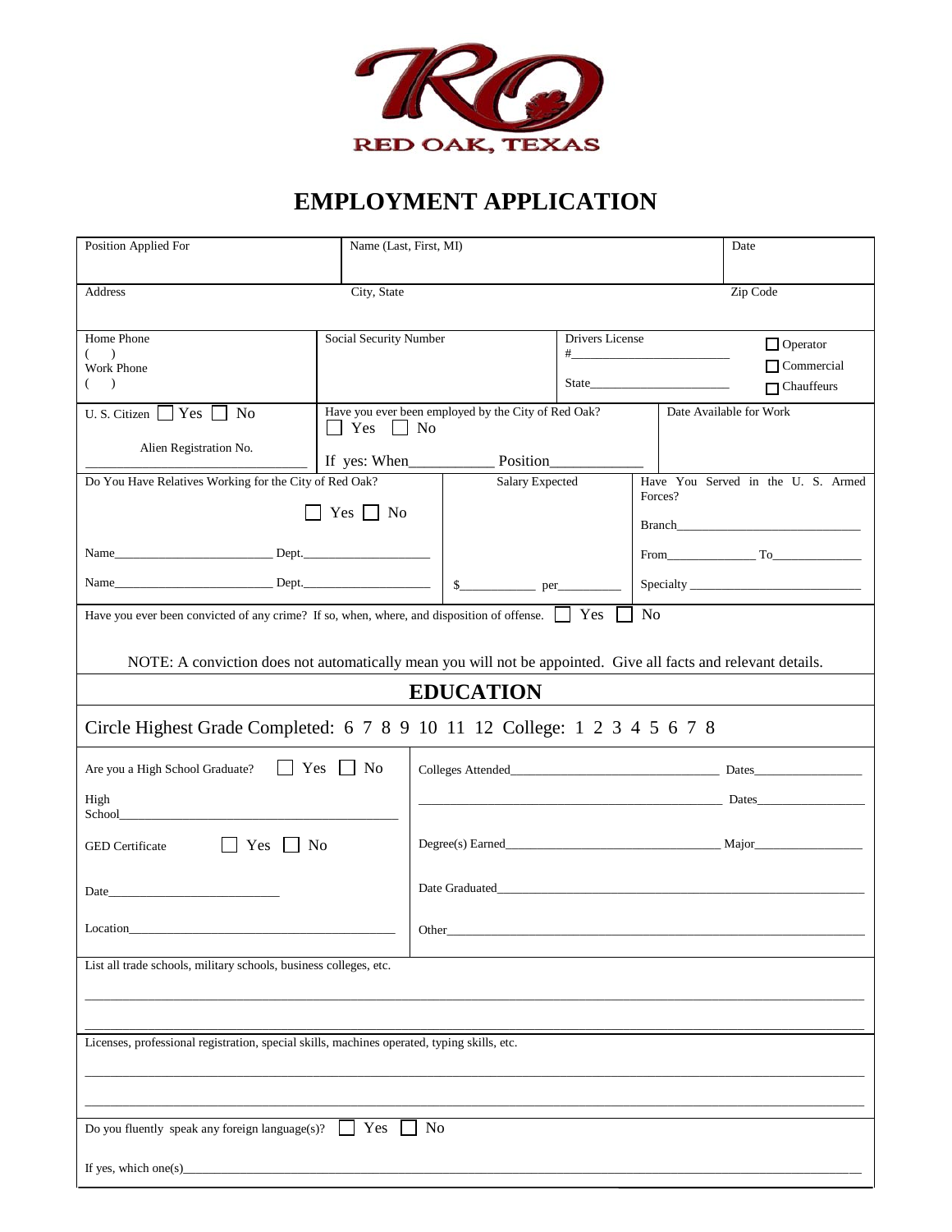RED OAK, TEXAS

# EMPLOYMENT APPLICATION

| Position Applied For | Name (Last, First, MI) | Date |
|---|---|---|
| | | |

| Address | City, State | Zip Code |
|---|---|---|
| | | |

| Home Phone ( ) Work Phone ( ) | Social Security Number | Drivers License #_______________ State_______________ | ☐ Operator ☐ Commercial ☐ Chauffeurs |
|---|---|---|---|

| U. S. Citizen ☐ Yes ☐ No  Alien Registration No. _______________ | Have you ever been employed by the City of Red Oak? ☐ Yes ☐ No  If yes: When___________ Position____________ | Date Available for Work |
|---|---|---|

| Do You Have Relatives Working for the City of Red Oak? ☐ Yes ☐ No  Name_______________ Dept._______________  Name_______________ Dept._______________ | Salary Expected  $___________ per__________ | Have You Served in the U. S. Armed Forces?  Branch_______________  From__________ To__________  Specialty _______________ |
|---|---|---|

Have you ever been convicted of any crime? If so, when, where, and disposition of offense. ☐ Yes ☐ No

NOTE: A conviction does not automatically mean you will not be appointed. Give all facts and relevant details.

## EDUCATION

Circle Highest Grade Completed: 6 7 8 9 10 11 12 College: 1 2 3 4 5 6 7 8

| | |
|---|---|
| Are you a High School Graduate? ☐ Yes ☐ No | Colleges Attended_______________ Dates_______________ |
| High School_______________ | _______________ Dates_______________ |
| GED Certificate ☐ Yes ☐ No | Degree(s) Earned_______________ Major_______________ |
| Date_______________ | Date Graduated_______________ |
| Location_______________ | Other_______________ |

List all trade schools, military schools, business colleges, etc.

_______________________________________________

_______________________________________________

Licenses, professional registration, special skills, machines operated, typing skills, etc.

_______________________________________________

_______________________________________________

Do you fluently speak any foreign language(s)? ☐ Yes ☐ No

If yes, which one(s)_______________________________________________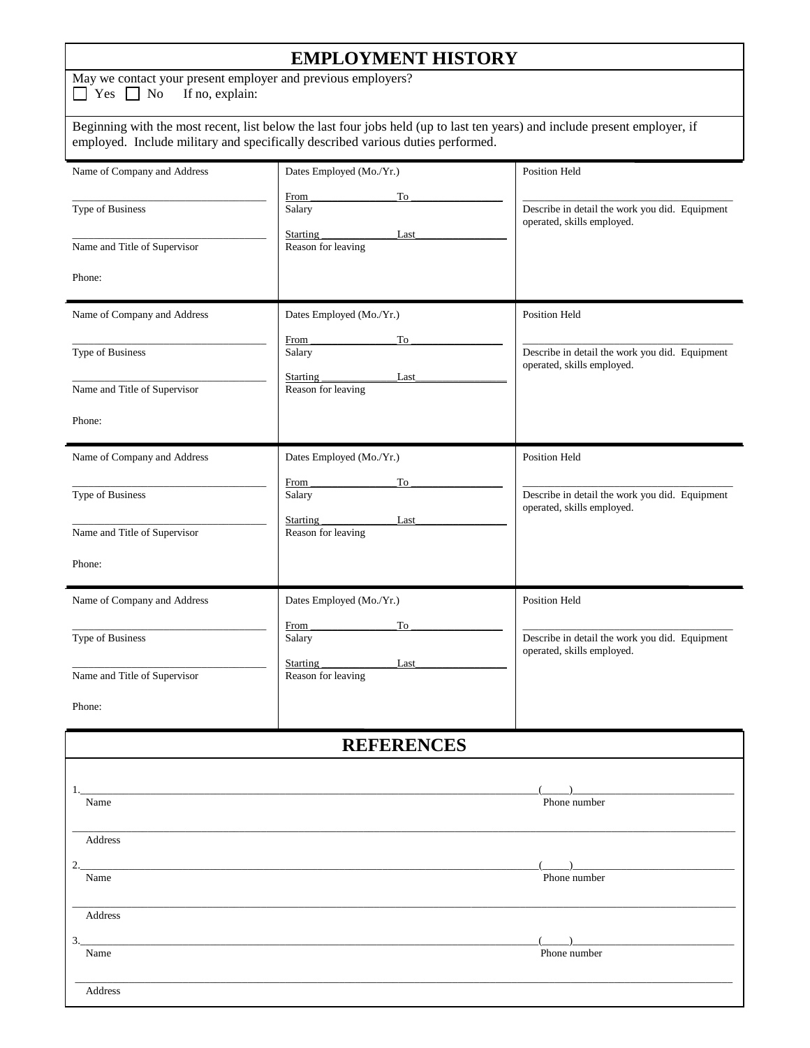# EMPLOYMENT HISTORY

May we contact your present employer and previous employers?

☐ Yes ☐ No If no, explain:

Beginning with the most recent, list below the last four jobs held (up to last ten years) and include present employer, if employed. Include military and specifically described various duties performed.

| Name of Company and Address | Dates Employed (Mo./Yr.) | Position Held |
|---|---|---|
| ___________________________ | From __________ To __________ | ___________________________ |
| Type of Business | Salary | Describe in detail the work you did. Equipment operated, skills employed. |
| ___________________________ | Starting __________ Last __________ | |
| Name and Title of Supervisor | Reason for leaving | |
| Phone: | | |

| Name of Company and Address | Dates Employed (Mo./Yr.) | Position Held |
|---|---|---|
| ___________________________ | From __________ To __________ | ___________________________ |
| Type of Business | Salary | Describe in detail the work you did. Equipment operated, skills employed. |
| ___________________________ | Starting __________ Last __________ | |
| Name and Title of Supervisor | Reason for leaving | |
| Phone: | | |

| Name of Company and Address | Dates Employed (Mo./Yr.) | Position Held |
|---|---|---|
| ___________________________ | From __________ To __________ | ___________________________ |
| Type of Business | Salary | Describe in detail the work you did. Equipment operated, skills employed. |
| ___________________________ | Starting __________ Last __________ | |
| Name and Title of Supervisor | Reason for leaving | |
| Phone: | | |

| Name of Company and Address | Dates Employed (Mo./Yr.) | Position Held |
|---|---|---|
| ___________________________ | From __________ To __________ | ___________________________ |
| Type of Business | Salary | Describe in detail the work you did. Equipment operated, skills employed. |
| ___________________________ | Starting __________ Last __________ | |
| Name and Title of Supervisor | Reason for leaving | |
| Phone: | | |

# REFERENCES

1.____________________________________________________________ (_____)____________________

Name Phone number

______________________________________________________________________________

Address

2.____________________________________________________________ (_____)____________________

Name Phone number

______________________________________________________________________________

Address

3.____________________________________________________________ (_____)____________________

Name Phone number

______________________________________________________________________________

Address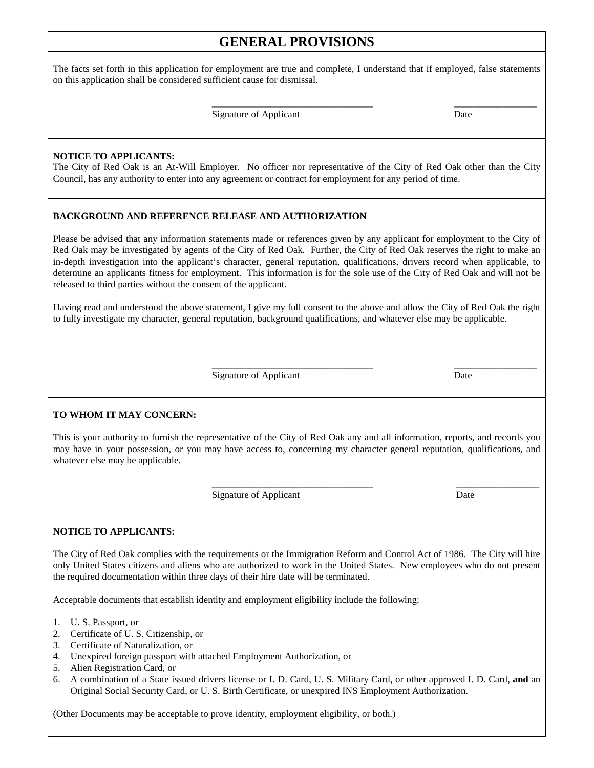# GENERAL PROVISIONS

The facts set forth in this application for employment are true and complete, I understand that if employed, false statements on this application shall be considered sufficient cause for dismissal.

_________________________________ _________________
Signature of Applicant Date

**NOTICE TO APPLICANTS:**
The City of Red Oak is an At-Will Employer. No officer nor representative of the City of Red Oak other than the City Council, has any authority to enter into any agreement or contract for employment for any period of time.

**BACKGROUND AND REFERENCE RELEASE AND AUTHORIZATION**

Please be advised that any information statements made or references given by any applicant for employment to the City of Red Oak may be investigated by agents of the City of Red Oak. Further, the City of Red Oak reserves the right to make an in-depth investigation into the applicant's character, general reputation, qualifications, drivers record when applicable, to determine an applicants fitness for employment. This information is for the sole use of the City of Red Oak and will not be released to third parties without the consent of the applicant.

Having read and understood the above statement, I give my full consent to the above and allow the City of Red Oak the right to fully investigate my character, general reputation, background qualifications, and whatever else may be applicable.

_________________________________ _________________
Signature of Applicant Date

**TO WHOM IT MAY CONCERN:**

This is your authority to furnish the representative of the City of Red Oak any and all information, reports, and records you may have in your possession, or you may have access to, concerning my character general reputation, qualifications, and whatever else may be applicable.

_________________________________ _________________
Signature of Applicant Date

**NOTICE TO APPLICANTS:**

The City of Red Oak complies with the requirements or the Immigration Reform and Control Act of 1986. The City will hire only United States citizens and aliens who are authorized to work in the United States. New employees who do not present the required documentation within three days of their hire date will be terminated.

Acceptable documents that establish identity and employment eligibility include the following:

1. U. S. Passport, or
2. Certificate of U. S. Citizenship, or
3. Certificate of Naturalization, or
4. Unexpired foreign passport with attached Employment Authorization, or
5. Alien Registration Card, or
6. A combination of a State issued drivers license or I. D. Card, U. S. Military Card, or other approved I. D. Card, **and** an Original Social Security Card, or U. S. Birth Certificate, or unexpired INS Employment Authorization.

(Other Documents may be acceptable to prove identity, employment eligibility, or both.)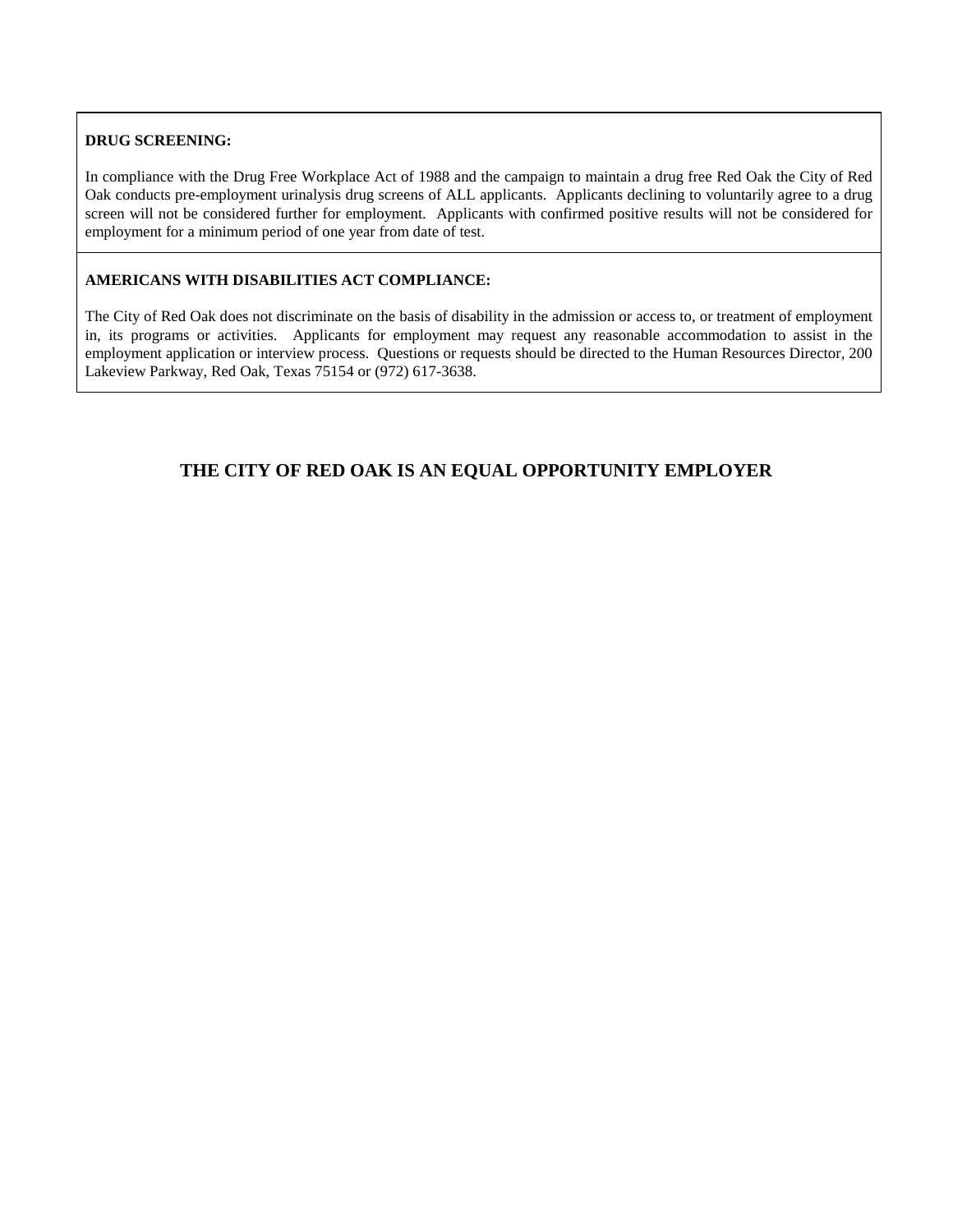**DRUG SCREENING:**

In compliance with the Drug Free Workplace Act of 1988 and the campaign to maintain a drug free Red Oak the City of Red Oak conducts pre-employment urinalysis drug screens of ALL applicants. Applicants declining to voluntarily agree to a drug screen will not be considered further for employment. Applicants with confirmed positive results will not be considered for employment for a minimum period of one year from date of test.

**AMERICANS WITH DISABILITIES ACT COMPLIANCE:**

The City of Red Oak does not discriminate on the basis of disability in the admission or access to, or treatment of employment in, its programs or activities. Applicants for employment may request any reasonable accommodation to assist in the employment application or interview process. Questions or requests should be directed to the Human Resources Director, 200 Lakeview Parkway, Red Oak, Texas 75154 or (972) 617-3638.

## THE CITY OF RED OAK IS AN EQUAL OPPORTUNITY EMPLOYER